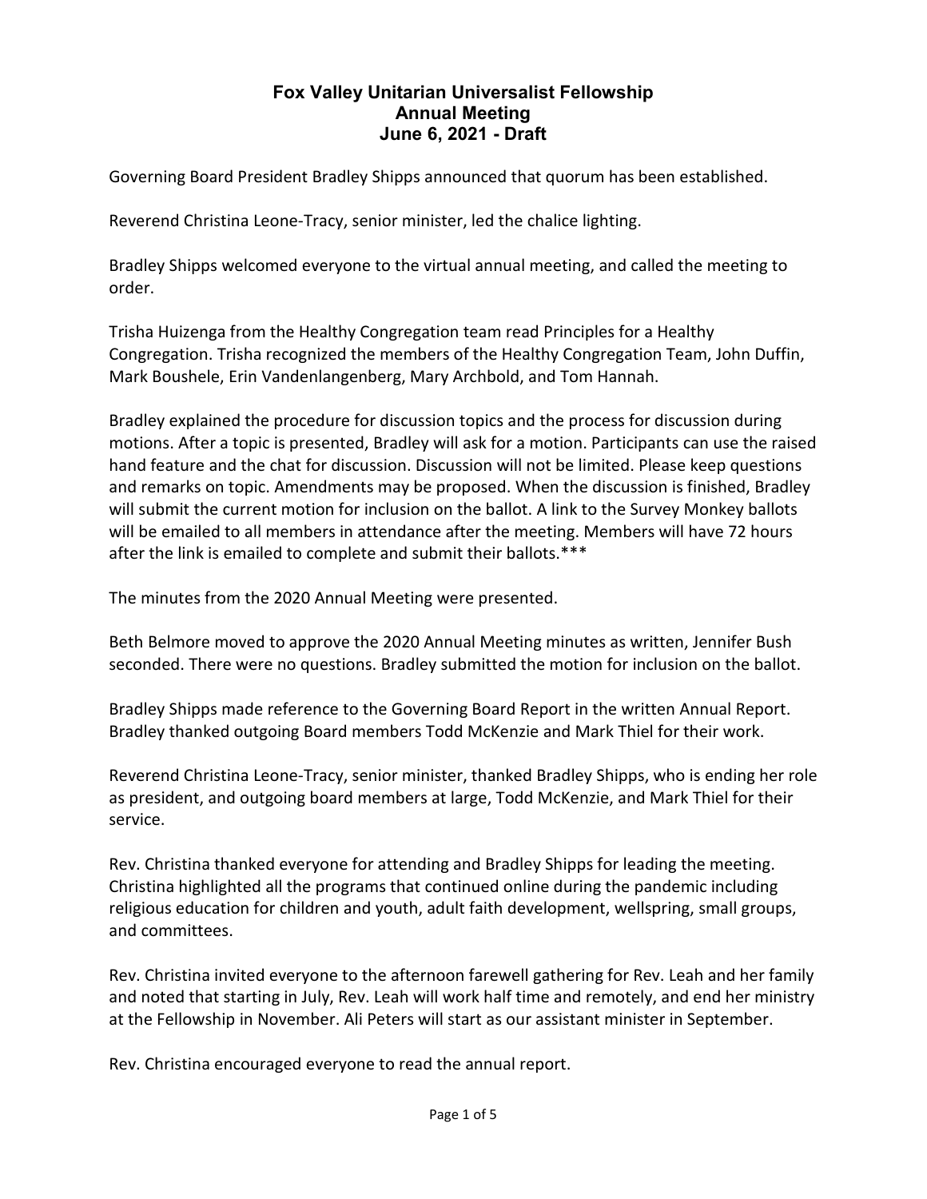# Fox Valley Unitarian Universalist Fellowship
## Annual Meeting
## June 6, 2021 - Draft

Governing Board President Bradley Shipps announced that quorum has been established.

Reverend Christina Leone-Tracy, senior minister, led the chalice lighting.

Bradley Shipps welcomed everyone to the virtual annual meeting, and called the meeting to order.

Trisha Huizenga from the Healthy Congregation team read Principles for a Healthy Congregation. Trisha recognized the members of the Healthy Congregation Team, John Duffin, Mark Boushele, Erin Vandenlangenberg, Mary Archbold, and Tom Hannah.

Bradley explained the procedure for discussion topics and the process for discussion during motions. After a topic is presented, Bradley will ask for a motion. Participants can use the raised hand feature and the chat for discussion. Discussion will not be limited. Please keep questions and remarks on topic. Amendments may be proposed. When the discussion is finished, Bradley will submit the current motion for inclusion on the ballot. A link to the Survey Monkey ballots will be emailed to all members in attendance after the meeting. Members will have 72 hours after the link is emailed to complete and submit their ballots.***

The minutes from the 2020 Annual Meeting were presented.

Beth Belmore moved to approve the 2020 Annual Meeting minutes as written, Jennifer Bush seconded. There were no questions. Bradley submitted the motion for inclusion on the ballot.

Bradley Shipps made reference to the Governing Board Report in the written Annual Report. Bradley thanked outgoing Board members Todd McKenzie and Mark Thiel for their work.

Reverend Christina Leone-Tracy, senior minister, thanked Bradley Shipps, who is ending her role as president, and outgoing board members at large, Todd McKenzie, and Mark Thiel for their service.

Rev. Christina thanked everyone for attending and Bradley Shipps for leading the meeting. Christina highlighted all the programs that continued online during the pandemic including religious education for children and youth, adult faith development, wellspring, small groups, and committees.

Rev. Christina invited everyone to the afternoon farewell gathering for Rev. Leah and her family and noted that starting in July, Rev. Leah will work half time and remotely, and end her ministry at the Fellowship in November. Ali Peters will start as our assistant minister in September.

Rev. Christina encouraged everyone to read the annual report.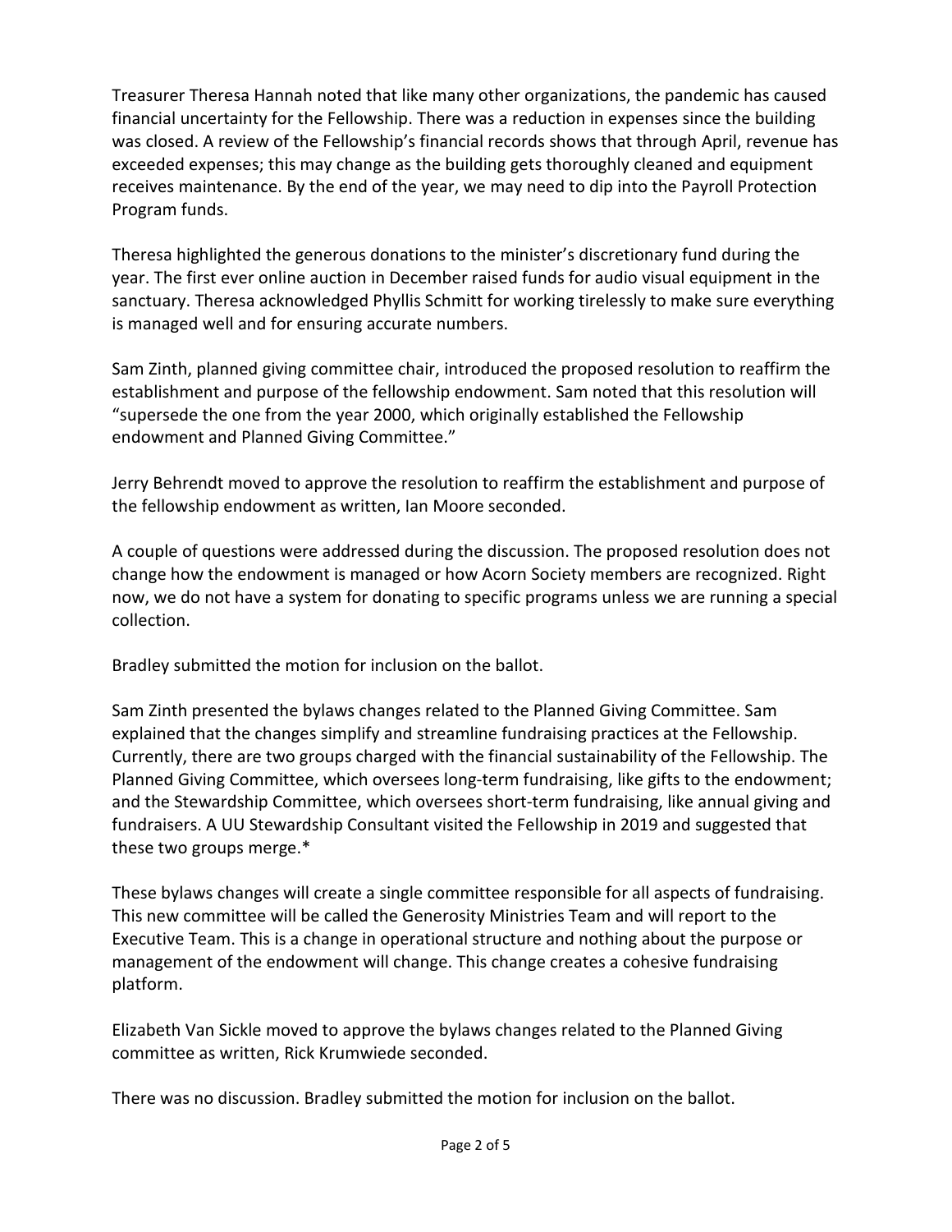Treasurer Theresa Hannah noted that like many other organizations, the pandemic has caused financial uncertainty for the Fellowship. There was a reduction in expenses since the building was closed. A review of the Fellowship's financial records shows that through April, revenue has exceeded expenses; this may change as the building gets thoroughly cleaned and equipment receives maintenance. By the end of the year, we may need to dip into the Payroll Protection Program funds.

Theresa highlighted the generous donations to the minister's discretionary fund during the year. The first ever online auction in December raised funds for audio visual equipment in the sanctuary. Theresa acknowledged Phyllis Schmitt for working tirelessly to make sure everything is managed well and for ensuring accurate numbers.

Sam Zinth, planned giving committee chair, introduced the proposed resolution to reaffirm the establishment and purpose of the fellowship endowment. Sam noted that this resolution will "supersede the one from the year 2000, which originally established the Fellowship endowment and Planned Giving Committee."

Jerry Behrendt moved to approve the resolution to reaffirm the establishment and purpose of the fellowship endowment as written, Ian Moore seconded.

A couple of questions were addressed during the discussion. The proposed resolution does not change how the endowment is managed or how Acorn Society members are recognized. Right now, we do not have a system for donating to specific programs unless we are running a special collection.

Bradley submitted the motion for inclusion on the ballot.

Sam Zinth presented the bylaws changes related to the Planned Giving Committee. Sam explained that the changes simplify and streamline fundraising practices at the Fellowship. Currently, there are two groups charged with the financial sustainability of the Fellowship. The Planned Giving Committee, which oversees long-term fundraising, like gifts to the endowment; and the Stewardship Committee, which oversees short-term fundraising, like annual giving and fundraisers. A UU Stewardship Consultant visited the Fellowship in 2019 and suggested that these two groups merge.*

These bylaws changes will create a single committee responsible for all aspects of fundraising. This new committee will be called the Generosity Ministries Team and will report to the Executive Team. This is a change in operational structure and nothing about the purpose or management of the endowment will change. This change creates a cohesive fundraising platform.

Elizabeth Van Sickle moved to approve the bylaws changes related to the Planned Giving committee as written, Rick Krumwiede seconded.

There was no discussion. Bradley submitted the motion for inclusion on the ballot.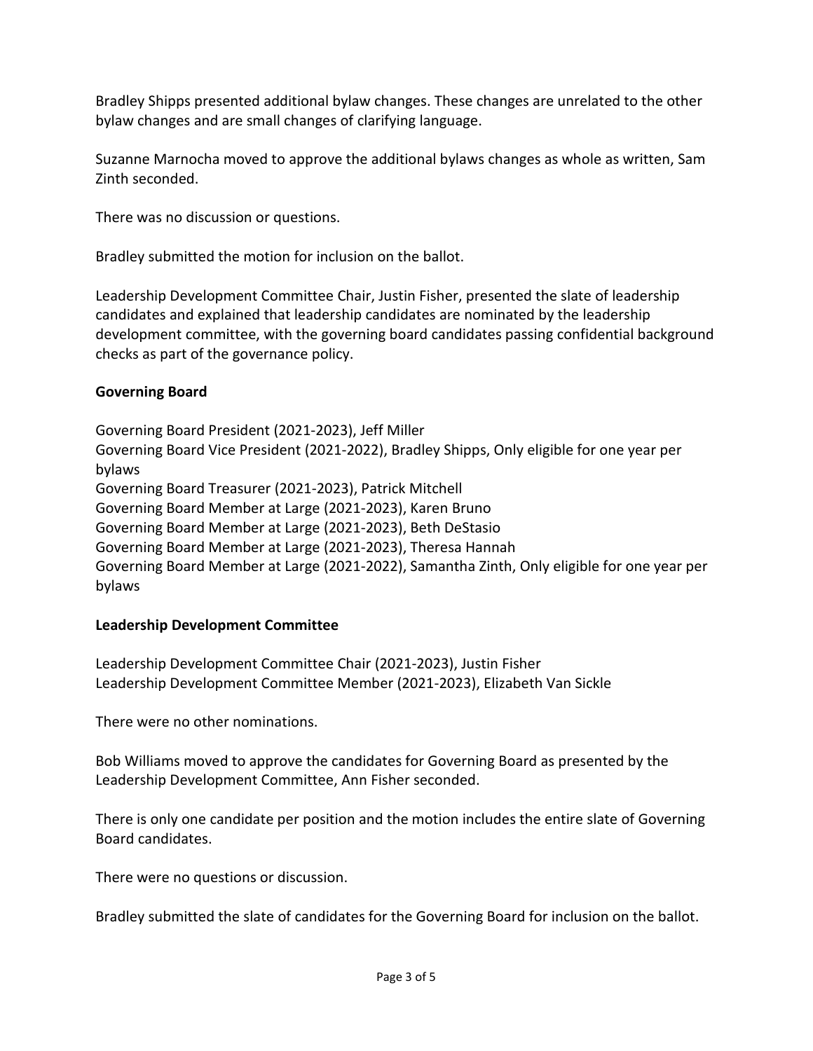Bradley Shipps presented additional bylaw changes. These changes are unrelated to the other bylaw changes and are small changes of clarifying language.

Suzanne Marnocha moved to approve the additional bylaws changes as whole as written, Sam Zinth seconded.

There was no discussion or questions.

Bradley submitted the motion for inclusion on the ballot.

Leadership Development Committee Chair, Justin Fisher, presented the slate of leadership candidates and explained that leadership candidates are nominated by the leadership development committee, with the governing board candidates passing confidential background checks as part of the governance policy.

**Governing Board**

Governing Board President (2021-2023), Jeff Miller
Governing Board Vice President (2021-2022), Bradley Shipps, Only eligible for one year per bylaws
Governing Board Treasurer (2021-2023), Patrick Mitchell
Governing Board Member at Large (2021-2023), Karen Bruno
Governing Board Member at Large (2021-2023), Beth DeStasio
Governing Board Member at Large (2021-2023), Theresa Hannah
Governing Board Member at Large (2021-2022), Samantha Zinth, Only eligible for one year per bylaws

**Leadership Development Committee**

Leadership Development Committee Chair (2021-2023), Justin Fisher
Leadership Development Committee Member (2021-2023), Elizabeth Van Sickle

There were no other nominations.

Bob Williams moved to approve the candidates for Governing Board as presented by the Leadership Development Committee, Ann Fisher seconded.

There is only one candidate per position and the motion includes the entire slate of Governing Board candidates.

There were no questions or discussion.

Bradley submitted the slate of candidates for the Governing Board for inclusion on the ballot.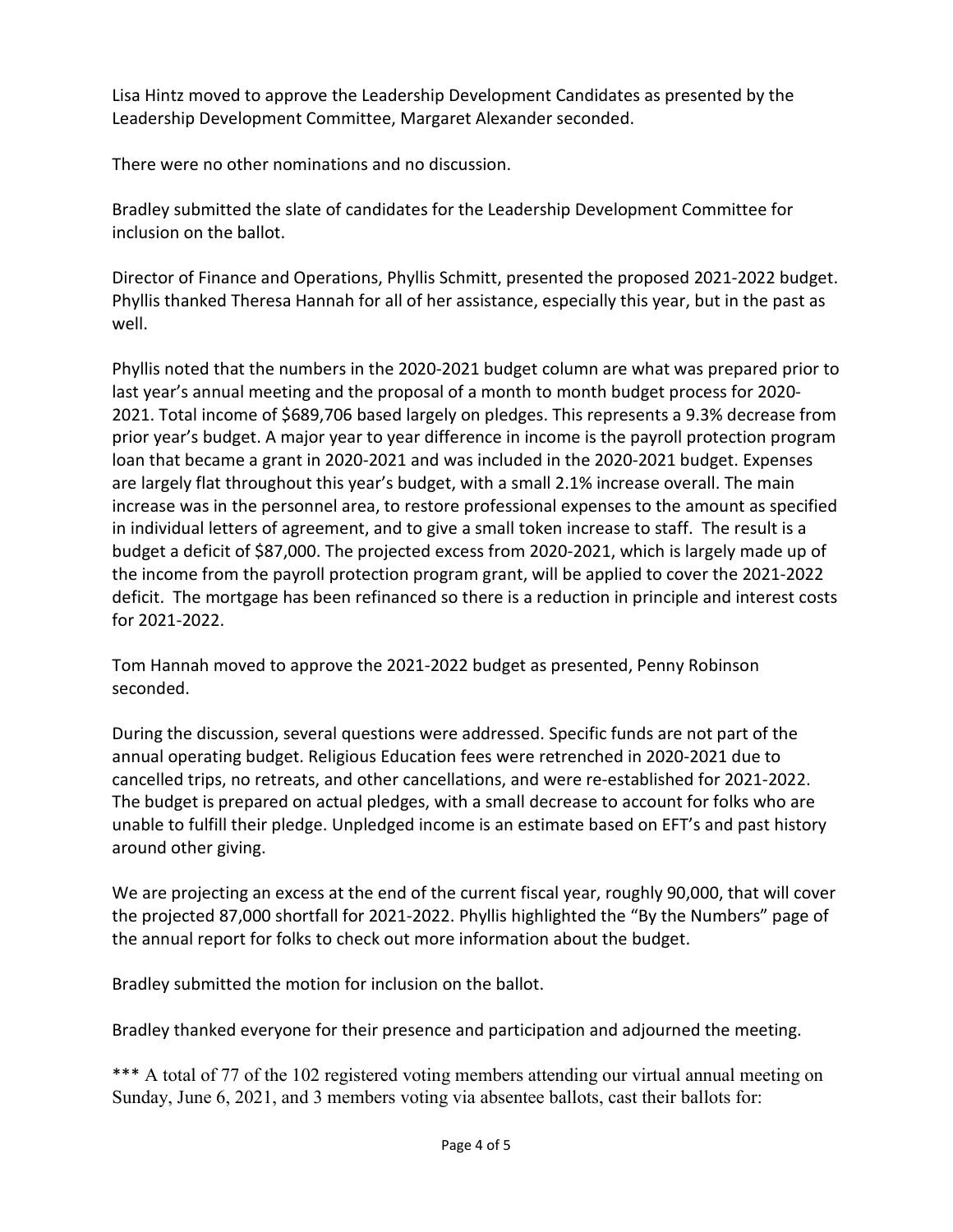Lisa Hintz moved to approve the Leadership Development Candidates as presented by the Leadership Development Committee, Margaret Alexander seconded.

There were no other nominations and no discussion.

Bradley submitted the slate of candidates for the Leadership Development Committee for inclusion on the ballot.

Director of Finance and Operations, Phyllis Schmitt, presented the proposed 2021-2022 budget. Phyllis thanked Theresa Hannah for all of her assistance, especially this year, but in the past as well.

Phyllis noted that the numbers in the 2020-2021 budget column are what was prepared prior to last year's annual meeting and the proposal of a month to month budget process for 2020-2021. Total income of $689,706 based largely on pledges. This represents a 9.3% decrease from prior year's budget. A major year to year difference in income is the payroll protection program loan that became a grant in 2020-2021 and was included in the 2020-2021 budget. Expenses are largely flat throughout this year's budget, with a small 2.1% increase overall. The main increase was in the personnel area, to restore professional expenses to the amount as specified in individual letters of agreement, and to give a small token increase to staff. The result is a budget a deficit of $87,000. The projected excess from 2020-2021, which is largely made up of the income from the payroll protection program grant, will be applied to cover the 2021-2022 deficit. The mortgage has been refinanced so there is a reduction in principle and interest costs for 2021-2022.

Tom Hannah moved to approve the 2021-2022 budget as presented, Penny Robinson seconded.

During the discussion, several questions were addressed. Specific funds are not part of the annual operating budget. Religious Education fees were retrenched in 2020-2021 due to cancelled trips, no retreats, and other cancellations, and were re-established for 2021-2022. The budget is prepared on actual pledges, with a small decrease to account for folks who are unable to fulfill their pledge. Unpledged income is an estimate based on EFT's and past history around other giving.

We are projecting an excess at the end of the current fiscal year, roughly 90,000, that will cover the projected 87,000 shortfall for 2021-2022. Phyllis highlighted the "By the Numbers" page of the annual report for folks to check out more information about the budget.

Bradley submitted the motion for inclusion on the ballot.

Bradley thanked everyone for their presence and participation and adjourned the meeting.

*** A total of 77 of the 102 registered voting members attending our virtual annual meeting on Sunday, June 6, 2021, and 3 members voting via absentee ballots, cast their ballots for: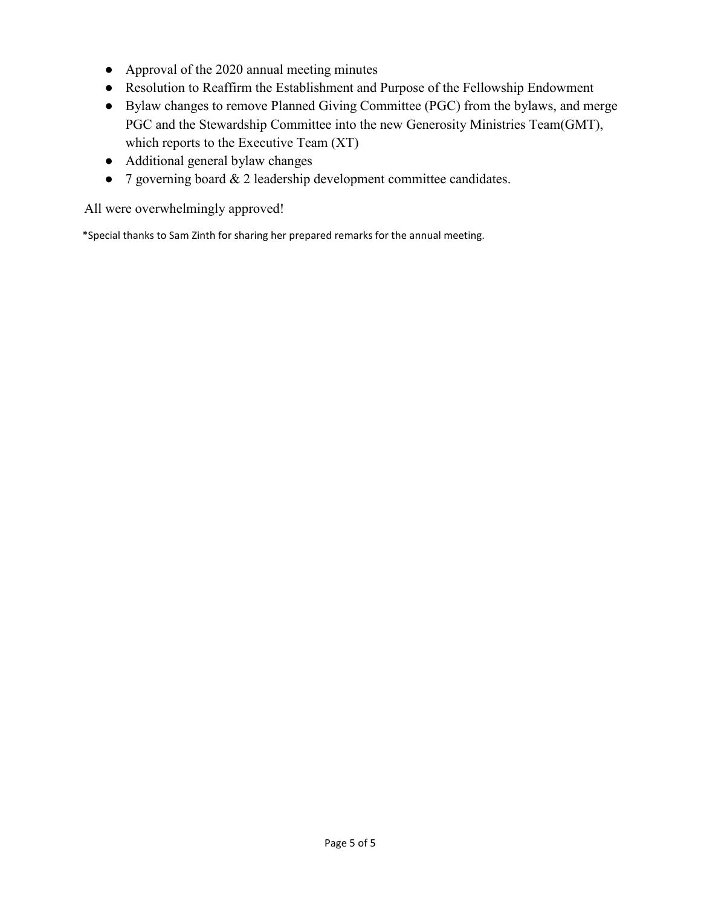- Approval of the 2020 annual meeting minutes
- Resolution to Reaffirm the Establishment and Purpose of the Fellowship Endowment
- Bylaw changes to remove Planned Giving Committee (PGC) from the bylaws, and merge PGC and the Stewardship Committee into the new Generosity Ministries Team(GMT), which reports to the Executive Team (XT)
- Additional general bylaw changes
- 7 governing board & 2 leadership development committee candidates.

All were overwhelmingly approved!

*Special thanks to Sam Zinth for sharing her prepared remarks for the annual meeting.